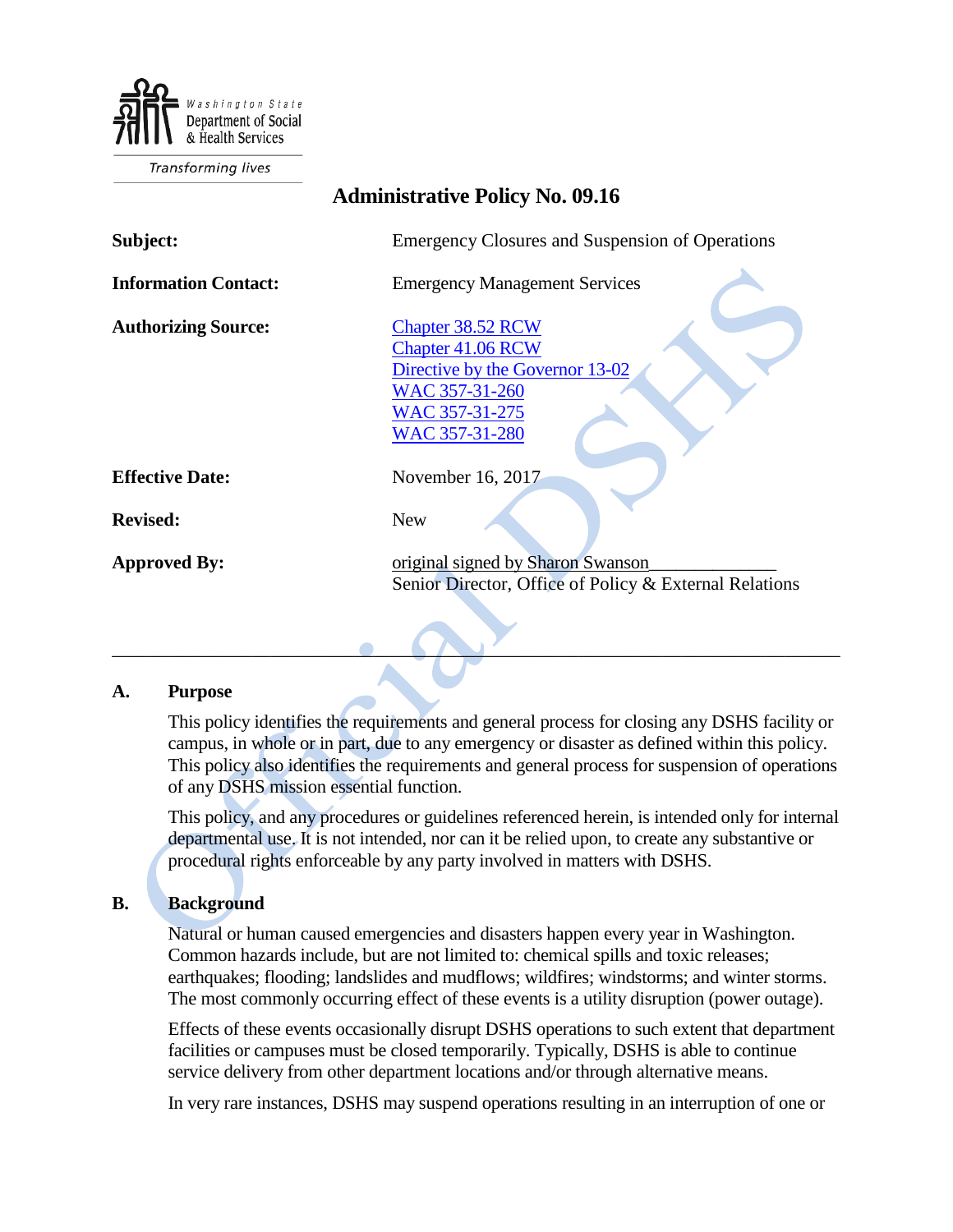Washington State Department of Social & Health Services

Transforming lives

# Administrative Policy No. 09.16

**Subject:** Emergency Closures and Suspension of Operations

**Information Contact:** Emergency Management Services

**Authorizing Source:**
[Chapter 38.52 RCW](#)
[Chapter 41.06 RCW](#)
[Directive by the Governor 13-02](#)
[WAC 357-31-260](#)
[WAC 357-31-275](#)
[WAC 357-31-280](#)

**Effective Date:** November 16, 2017

**Revised:** New

**Approved By:** original signed by Sharon Swanson______________
Senior Director, Office of Policy & External Relations

---

## A. Purpose

This policy identifies the requirements and general process for closing any DSHS facility or campus, in whole or in part, due to any emergency or disaster as defined within this policy. This policy also identifies the requirements and general process for suspension of operations of any DSHS mission essential function.

This policy, and any procedures or guidelines referenced herein, is intended only for internal departmental use. It is not intended, nor can it be relied upon, to create any substantive or procedural rights enforceable by any party involved in matters with DSHS.

## B. Background

Natural or human caused emergencies and disasters happen every year in Washington. Common hazards include, but are not limited to: chemical spills and toxic releases; earthquakes; flooding; landslides and mudflows; wildfires; windstorms; and winter storms. The most commonly occurring effect of these events is a utility disruption (power outage).

Effects of these events occasionally disrupt DSHS operations to such extent that department facilities or campuses must be closed temporarily. Typically, DSHS is able to continue service delivery from other department locations and/or through alternative means.

In very rare instances, DSHS may suspend operations resulting in an interruption of one or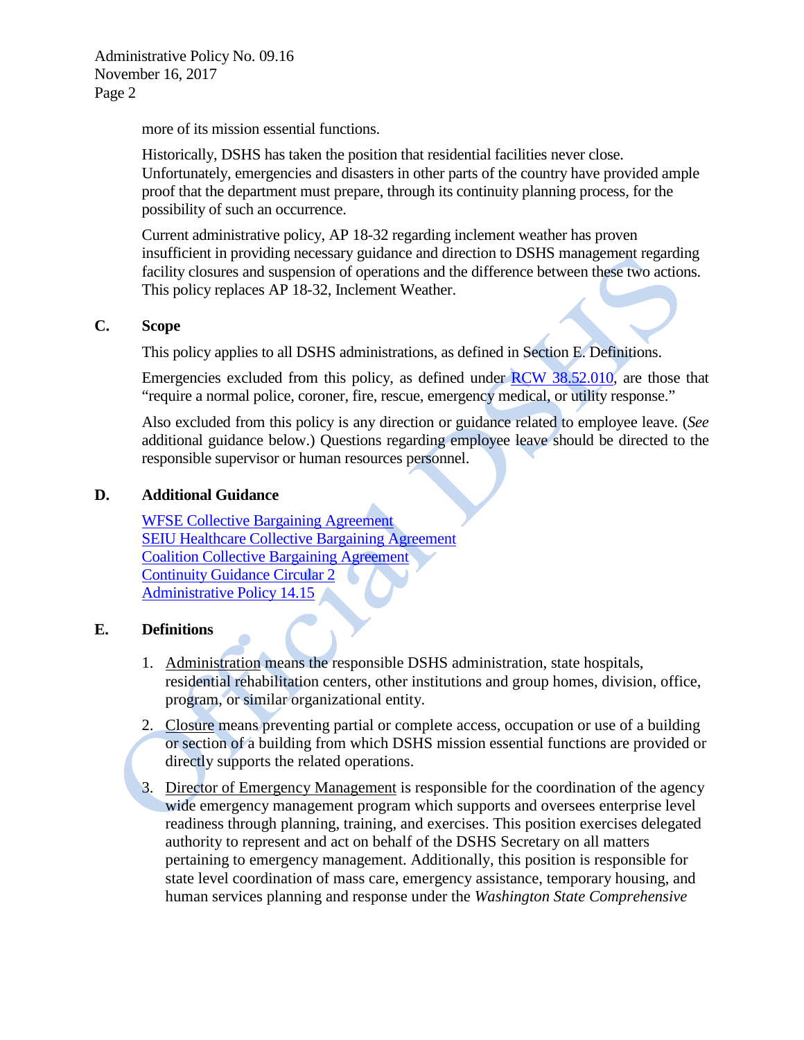more of its mission essential functions.

Historically, DSHS has taken the position that residential facilities never close. Unfortunately, emergencies and disasters in other parts of the country have provided ample proof that the department must prepare, through its continuity planning process, for the possibility of such an occurrence.

Current administrative policy, AP 18-32 regarding inclement weather has proven insufficient in providing necessary guidance and direction to DSHS management regarding facility closures and suspension of operations and the difference between these two actions. This policy replaces AP 18-32, Inclement Weather.

## C. Scope

This policy applies to all DSHS administrations, as defined in Section E. Definitions.

Emergencies excluded from this policy, as defined under [RCW 38.52.010](), are those that "require a normal police, coroner, fire, rescue, emergency medical, or utility response."

Also excluded from this policy is any direction or guidance related to employee leave. (*See* additional guidance below.) Questions regarding employee leave should be directed to the responsible supervisor or human resources personnel.

## D. Additional Guidance

[WFSE Collective Bargaining Agreement]()
[SEIU Healthcare Collective Bargaining Agreement]()
[Coalition Collective Bargaining Agreement]()
[Continuity Guidance Circular 2]()
[Administrative Policy 14.15]()

## E. Definitions

1. Administration means the responsible DSHS administration, state hospitals, residential rehabilitation centers, other institutions and group homes, division, office, program, or similar organizational entity.
2. Closure means preventing partial or complete access, occupation or use of a building or section of a building from which DSHS mission essential functions are provided or directly supports the related operations.
3. Director of Emergency Management is responsible for the coordination of the agency wide emergency management program which supports and oversees enterprise level readiness through planning, training, and exercises. This position exercises delegated authority to represent and act on behalf of the DSHS Secretary on all matters pertaining to emergency management. Additionally, this position is responsible for state level coordination of mass care, emergency assistance, temporary housing, and human services planning and response under the *Washington State Comprehensive*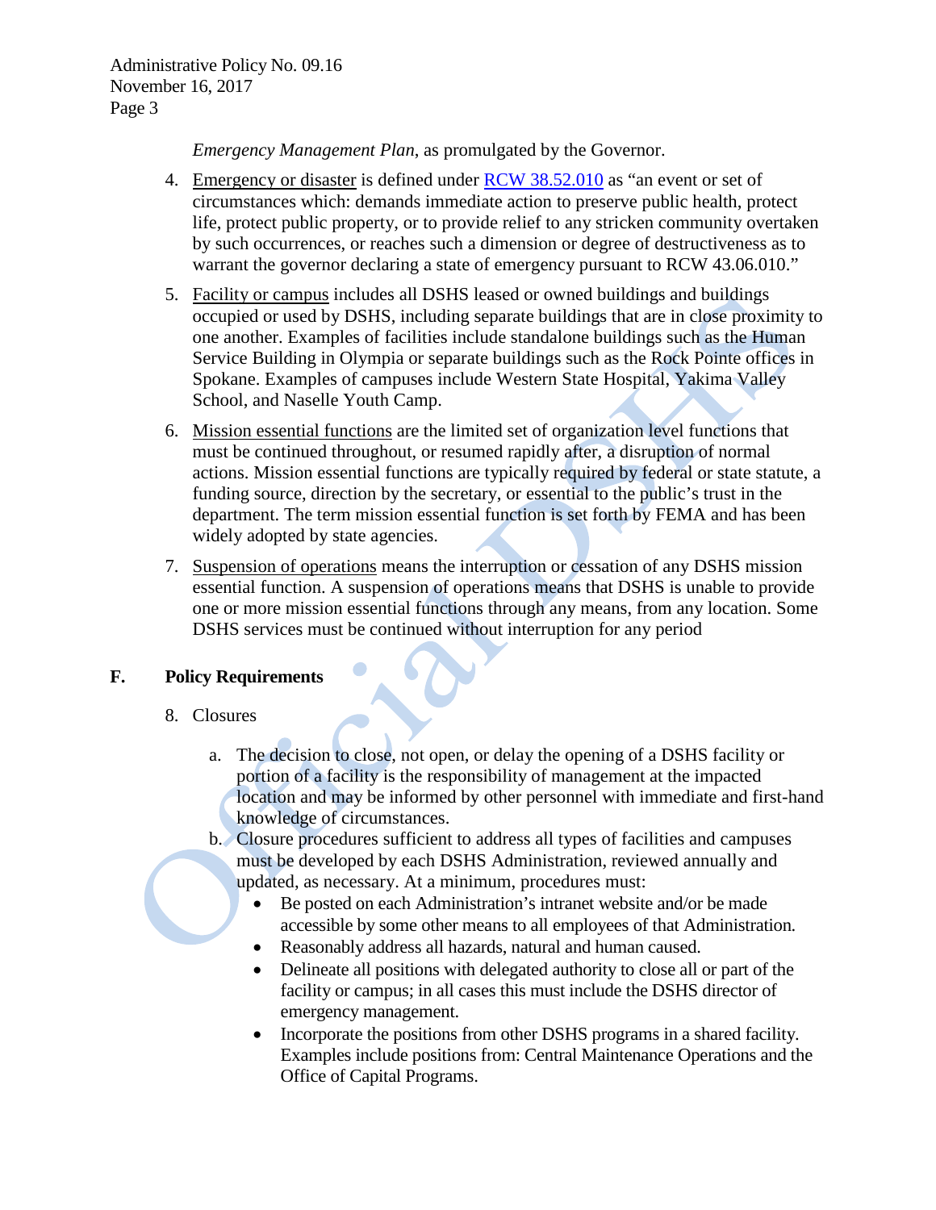*Emergency Management Plan*, as promulgated by the Governor.

4. Emergency or disaster is defined under [RCW 38.52.010](RCW 38.52.010) as "an event or set of circumstances which: demands immediate action to preserve public health, protect life, protect public property, or to provide relief to any stricken community overtaken by such occurrences, or reaches such a dimension or degree of destructiveness as to warrant the governor declaring a state of emergency pursuant to RCW 43.06.010."

5. Facility or campus includes all DSHS leased or owned buildings and buildings occupied or used by DSHS, including separate buildings that are in close proximity to one another. Examples of facilities include standalone buildings such as the Human Service Building in Olympia or separate buildings such as the Rock Pointe offices in Spokane. Examples of campuses include Western State Hospital, Yakima Valley School, and Naselle Youth Camp.

6. Mission essential functions are the limited set of organization level functions that must be continued throughout, or resumed rapidly after, a disruption of normal actions. Mission essential functions are typically required by federal or state statute, a funding source, direction by the secretary, or essential to the public's trust in the department. The term mission essential function is set forth by FEMA and has been widely adopted by state agencies.

7. Suspension of operations means the interruption or cessation of any DSHS mission essential function. A suspension of operations means that DSHS is unable to provide one or more mission essential functions through any means, from any location. Some DSHS services must be continued without interruption for any period

## F. Policy Requirements

8. Closures

   a. The decision to close, not open, or delay the opening of a DSHS facility or portion of a facility is the responsibility of management at the impacted location and may be informed by other personnel with immediate and first-hand knowledge of circumstances.

   b. Closure procedures sufficient to address all types of facilities and campuses must be developed by each DSHS Administration, reviewed annually and updated, as necessary. At a minimum, procedures must:
      - Be posted on each Administration's intranet website and/or be made accessible by some other means to all employees of that Administration.
      - Reasonably address all hazards, natural and human caused.
      - Delineate all positions with delegated authority to close all or part of the facility or campus; in all cases this must include the DSHS director of emergency management.
      - Incorporate the positions from other DSHS programs in a shared facility. Examples include positions from: Central Maintenance Operations and the Office of Capital Programs.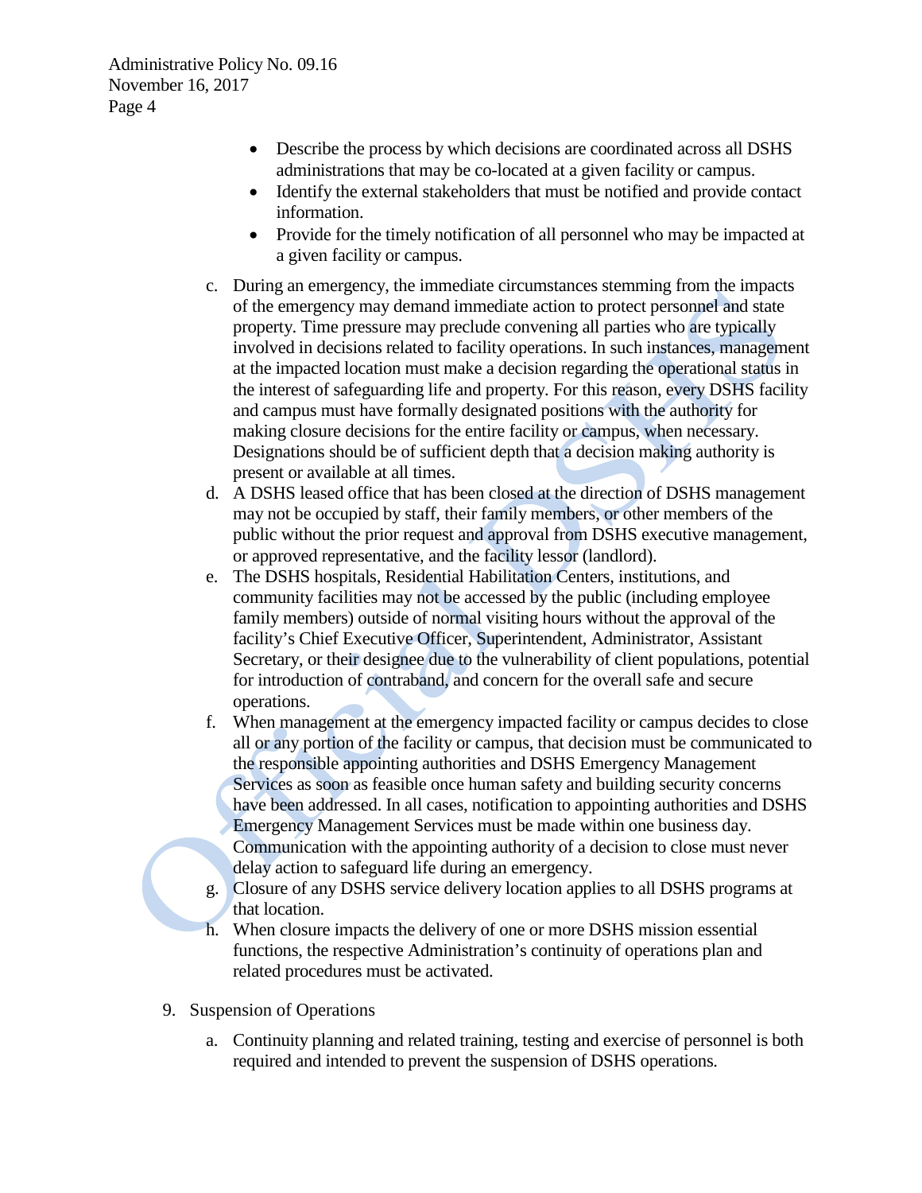- Describe the process by which decisions are coordinated across all DSHS administrations that may be co-located at a given facility or campus.
- Identify the external stakeholders that must be notified and provide contact information.
- Provide for the timely notification of all personnel who may be impacted at a given facility or campus.

c. During an emergency, the immediate circumstances stemming from the impacts of the emergency may demand immediate action to protect personnel and state property. Time pressure may preclude convening all parties who are typically involved in decisions related to facility operations. In such instances, management at the impacted location must make a decision regarding the operational status in the interest of safeguarding life and property. For this reason, every DSHS facility and campus must have formally designated positions with the authority for making closure decisions for the entire facility or campus, when necessary. Designations should be of sufficient depth that a decision making authority is present or available at all times.

d. A DSHS leased office that has been closed at the direction of DSHS management may not be occupied by staff, their family members, or other members of the public without the prior request and approval from DSHS executive management, or approved representative, and the facility lessor (landlord).

e. The DSHS hospitals, Residential Habilitation Centers, institutions, and community facilities may not be accessed by the public (including employee family members) outside of normal visiting hours without the approval of the facility's Chief Executive Officer, Superintendent, Administrator, Assistant Secretary, or their designee due to the vulnerability of client populations, potential for introduction of contraband, and concern for the overall safe and secure operations.

f. When management at the emergency impacted facility or campus decides to close all or any portion of the facility or campus, that decision must be communicated to the responsible appointing authorities and DSHS Emergency Management Services as soon as feasible once human safety and building security concerns have been addressed. In all cases, notification to appointing authorities and DSHS Emergency Management Services must be made within one business day. Communication with the appointing authority of a decision to close must never delay action to safeguard life during an emergency.

g. Closure of any DSHS service delivery location applies to all DSHS programs at that location.

h. When closure impacts the delivery of one or more DSHS mission essential functions, the respective Administration's continuity of operations plan and related procedures must be activated.

9. Suspension of Operations

   a. Continuity planning and related training, testing and exercise of personnel is both required and intended to prevent the suspension of DSHS operations.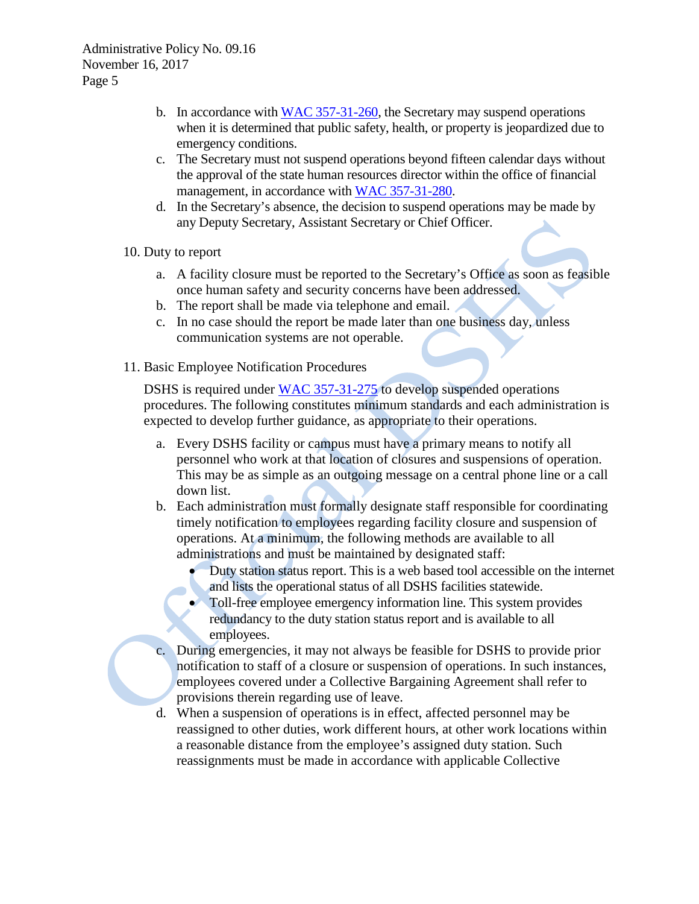b. In accordance with [WAC 357-31-260](), the Secretary may suspend operations when it is determined that public safety, health, or property is jeopardized due to emergency conditions.
c. The Secretary must not suspend operations beyond fifteen calendar days without the approval of the state human resources director within the office of financial management, in accordance with [WAC 357-31-280]().
d. In the Secretary's absence, the decision to suspend operations may be made by any Deputy Secretary, Assistant Secretary or Chief Officer.

10. Duty to report

    a. A facility closure must be reported to the Secretary's Office as soon as feasible once human safety and security concerns have been addressed.
    b. The report shall be made via telephone and email.
    c. In no case should the report be made later than one business day, unless communication systems are not operable.

11. Basic Employee Notification Procedures

    DSHS is required under [WAC 357-31-275]() to develop suspended operations procedures. The following constitutes minimum standards and each administration is expected to develop further guidance, as appropriate to their operations.

    a. Every DSHS facility or campus must have a primary means to notify all personnel who work at that location of closures and suspensions of operation. This may be as simple as an outgoing message on a central phone line or a call down list.
    b. Each administration must formally designate staff responsible for coordinating timely notification to employees regarding facility closure and suspension of operations. At a minimum, the following methods are available to all administrations and must be maintained by designated staff:
        - Duty station status report. This is a web based tool accessible on the internet and lists the operational status of all DSHS facilities statewide.
        - Toll-free employee emergency information line. This system provides redundancy to the duty station status report and is available to all employees.
    c. During emergencies, it may not always be feasible for DSHS to provide prior notification to staff of a closure or suspension of operations. In such instances, employees covered under a Collective Bargaining Agreement shall refer to provisions therein regarding use of leave.
    d. When a suspension of operations is in effect, affected personnel may be reassigned to other duties, work different hours, at other work locations within a reasonable distance from the employee's assigned duty station. Such reassignments must be made in accordance with applicable Collective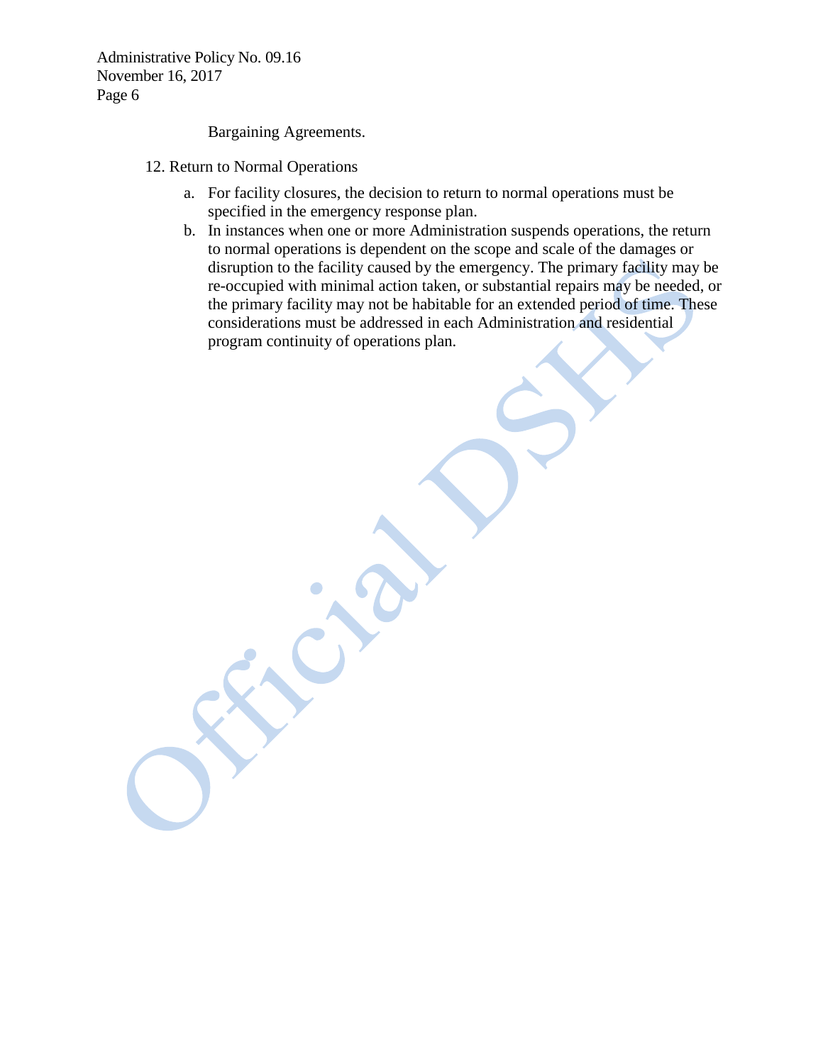Bargaining Agreements.

12. Return to Normal Operations

   a. For facility closures, the decision to return to normal operations must be specified in the emergency response plan.
   b. In instances when one or more Administration suspends operations, the return to normal operations is dependent on the scope and scale of the damages or disruption to the facility caused by the emergency. The primary facility may be re-occupied with minimal action taken, or substantial repairs may be needed, or the primary facility may not be habitable for an extended period of time. These considerations must be addressed in each Administration and residential program continuity of operations plan.